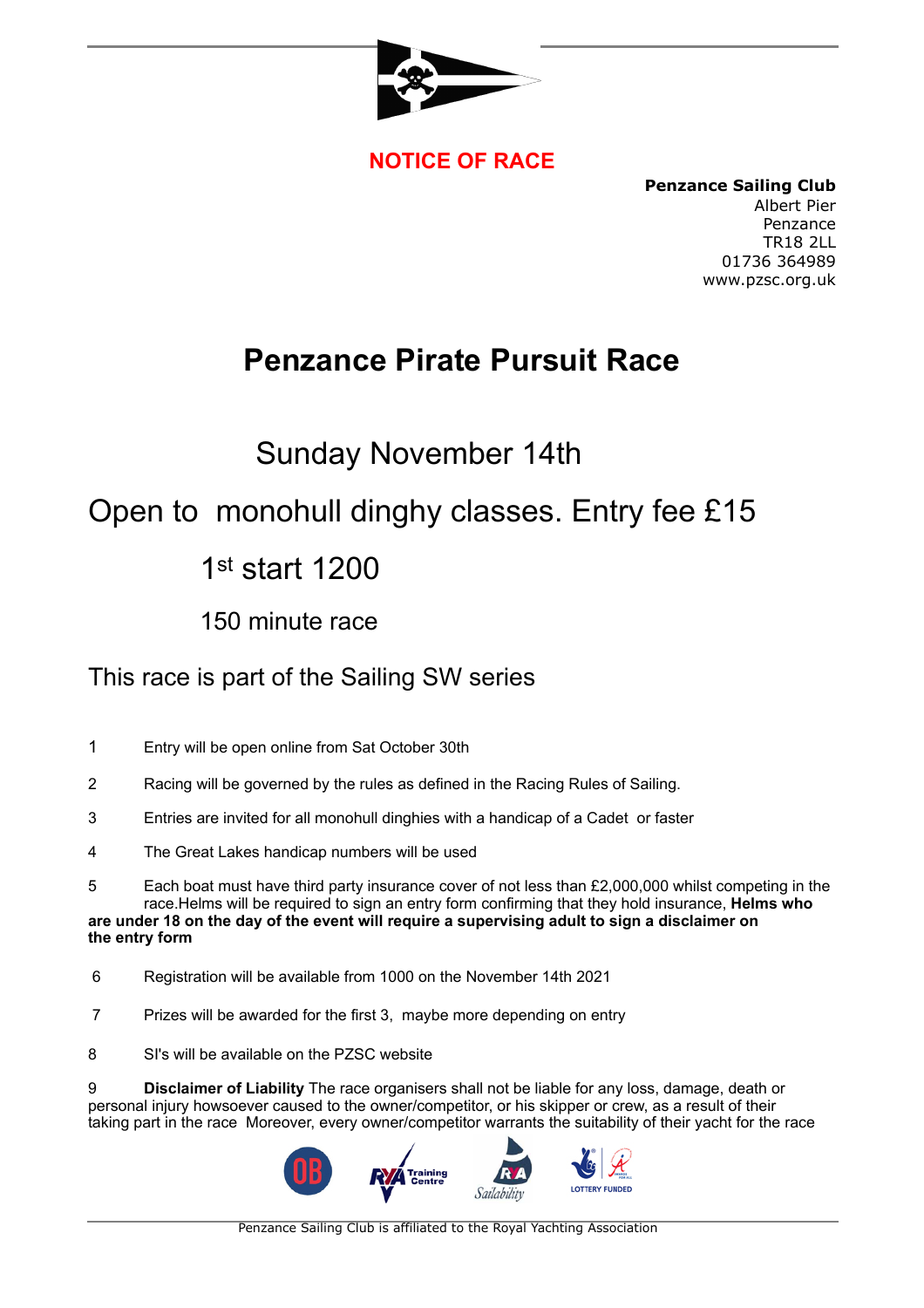**NOTICE OF RACE**

**Penzance Sailing Club**
Albert Pier
Penzance
TR18 2LL
01736 364989
www.pzsc.org.uk

# Penzance Pirate Pursuit Race

## Sunday November 14th

## Open to monohull dinghy classes. Entry fee £15

## 1st start 1200

### 150 minute race

### This race is part of the Sailing SW series

1 Entry will be open online from Sat October 30th

2 Racing will be governed by the rules as defined in the Racing Rules of Sailing.

3 Entries are invited for all monohull dinghies with a handicap of a Cadet or faster

4 The Great Lakes handicap numbers will be used

5 Each boat must have third party insurance cover of not less than £2,000,000 whilst competing in the race.Helms will be required to sign an entry form confirming that they hold insurance, **Helms who are under 18 on the day of the event will require a supervising adult to sign a disclaimer on the entry form**

6 Registration will be available from 1000 on the November 14th 2021

7 Prizes will be awarded for the first 3, maybe more depending on entry

8 SI's will be available on the PZSC website

9 **Disclaimer of Liability** The race organisers shall not be liable for any loss, damage, death or personal injury howsoever caused to the owner/competitor, or his skipper or crew, as a result of their taking part in the race Moreover, every owner/competitor warrants the suitability of their yacht for the race

Penzance Sailing Club is affiliated to the Royal Yachting Association